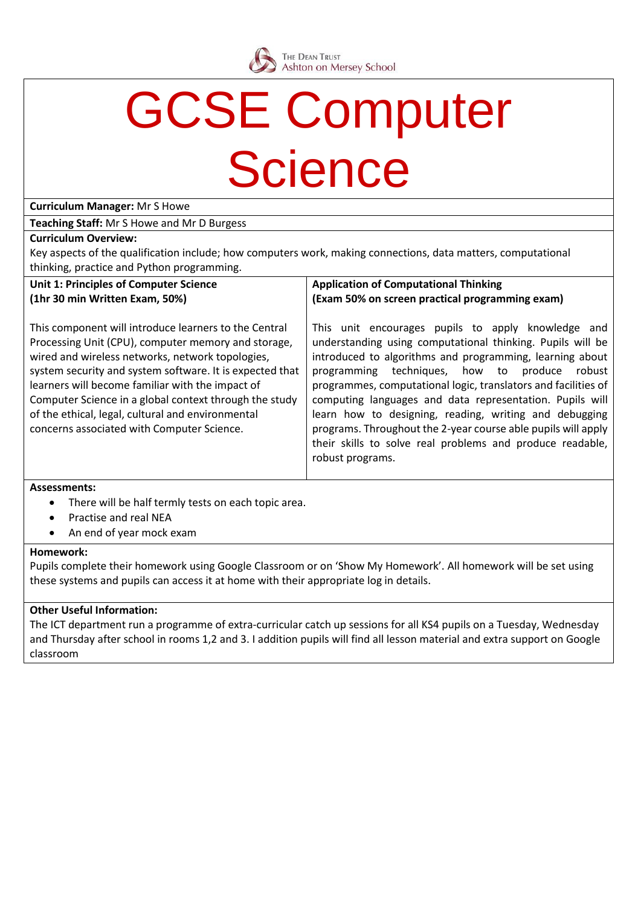The Dean Trust
Ashton on Mersey School

# GCSE Computer Science

**Curriculum Manager:** Mr S Howe

**Teaching Staff:** Mr S Howe and Mr D Burgess

**Curriculum Overview:**
Key aspects of the qualification include; how computers work, making connections, data matters, computational thinking, practice and Python programming.

| **Unit 1: Principles of Computer Science (1hr 30 min Written Exam, 50%)** | **Application of Computational Thinking (Exam 50% on screen practical programming exam)** |
|---|---|
| This component will introduce learners to the Central Processing Unit (CPU), computer memory and storage, wired and wireless networks, network topologies, system security and system software. It is expected that learners will become familiar with the impact of Computer Science in a global context through the study of the ethical, legal, cultural and environmental concerns associated with Computer Science. | This unit encourages pupils to apply knowledge and understanding using computational thinking. Pupils will be introduced to algorithms and programming, learning about programming techniques, how to produce robust programmes, computational logic, translators and facilities of computing languages and data representation. Pupils will learn how to designing, reading, writing and debugging programs. Throughout the 2-year course able pupils will apply their skills to solve real problems and produce readable, robust programs. |

**Assessments:**

- There will be half termly tests on each topic area.
- Practise and real NEA
- An end of year mock exam

**Homework:**
Pupils complete their homework using Google Classroom or on 'Show My Homework'. All homework will be set using these systems and pupils can access it at home with their appropriate log in details.

**Other Useful Information:**
The ICT department run a programme of extra-curricular catch up sessions for all KS4 pupils on a Tuesday, Wednesday and Thursday after school in rooms 1,2 and 3. I addition pupils will find all lesson material and extra support on Google classroom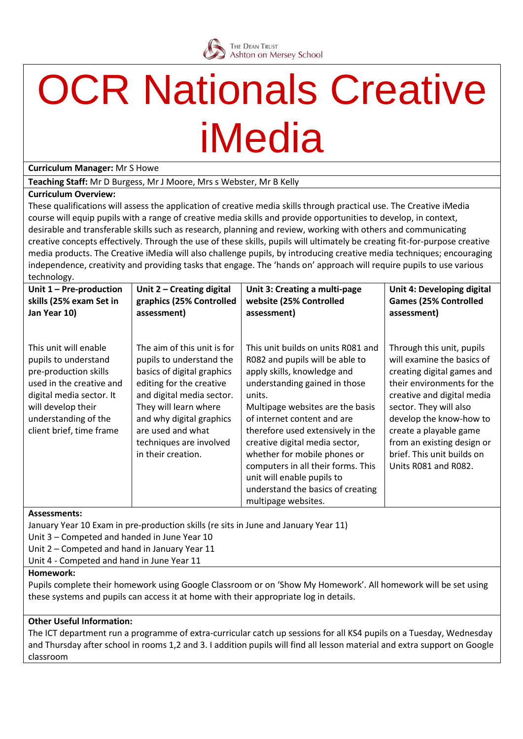The Dean Trust
Ashton on Mersey School

# OCR Nationals Creative iMedia

**Curriculum Manager:** Mr S Howe

**Teaching Staff:** Mr D Burgess, Mr J Moore, Mrs s Webster, Mr B Kelly

**Curriculum Overview:**

These qualifications will assess the application of creative media skills through practical use. The Creative iMedia course will equip pupils with a range of creative media skills and provide opportunities to develop, in context, desirable and transferable skills such as research, planning and review, working with others and communicating creative concepts effectively. Through the use of these skills, pupils will ultimately be creating fit-for-purpose creative media products. The Creative iMedia will also challenge pupils, by introducing creative media techniques; encouraging independence, creativity and providing tasks that engage. The 'hands on' approach will require pupils to use various technology.

| **Unit 1 – Pre-production skills (25% exam Set in Jan Year 10)** | **Unit 2 – Creating digital graphics (25% Controlled assessment)** | **Unit 3: Creating a multi-page website (25% Controlled assessment)** | **Unit 4: Developing digital Games (25% Controlled assessment)** |
|---|---|---|---|
| This unit will enable pupils to understand pre-production skills used in the creative and digital media sector. It will develop their understanding of the client brief, time frame | The aim of this unit is for pupils to understand the basics of digital graphics editing for the creative and digital media sector. They will learn where and why digital graphics are used and what techniques are involved in their creation. | This unit builds on units R081 and R082 and pupils will be able to apply skills, knowledge and understanding gained in those units. Multipage websites are the basis of internet content and are therefore used extensively in the creative digital media sector, whether for mobile phones or computers in all their forms. This unit will enable pupils to understand the basics of creating multipage websites. | Through this unit, pupils will examine the basics of creating digital games and their environments for the creative and digital media sector. They will also develop the know-how to create a playable game from an existing design or brief. This unit builds on Units R081 and R082. |

**Assessments:**

January Year 10 Exam in pre-production skills (re sits in June and January Year 11)
Unit 3 – Competed and handed in June Year 10
Unit 2 – Competed and hand in January Year 11
Unit 4 - Competed and hand in June Year 11

**Homework:**

Pupils complete their homework using Google Classroom or on 'Show My Homework'. All homework will be set using these systems and pupils can access it at home with their appropriate log in details.

**Other Useful Information:**

The ICT department run a programme of extra-curricular catch up sessions for all KS4 pupils on a Tuesday, Wednesday and Thursday after school in rooms 1,2 and 3. I addition pupils will find all lesson material and extra support on Google classroom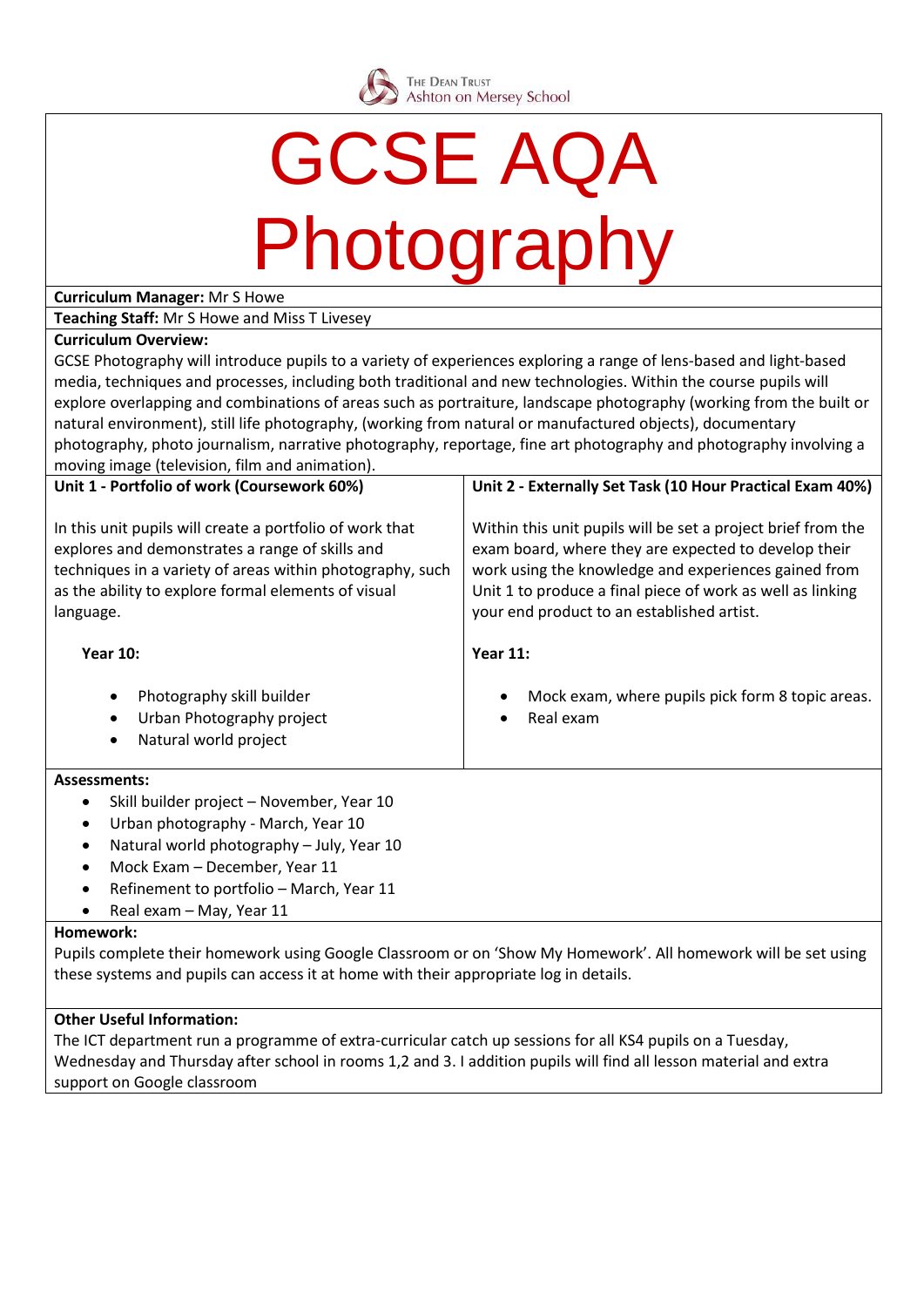The Dean Trust
Ashton on Mersey School

# GCSE AQA Photography

**Curriculum Manager:** Mr S Howe

**Teaching Staff:** Mr S Howe and Miss T Livesey

**Curriculum Overview:**

GCSE Photography will introduce pupils to a variety of experiences exploring a range of lens-based and light-based media, techniques and processes, including both traditional and new technologies. Within the course pupils will explore overlapping and combinations of areas such as portraiture, landscape photography (working from the built or natural environment), still life photography, (working from natural or manufactured objects), documentary photography, photo journalism, narrative photography, reportage, fine art photography and photography involving a moving image (television, film and animation).

| Unit 1 - Portfolio of work (Coursework 60%) | Unit 2 - Externally Set Task (10 Hour Practical Exam 40%) |
|---|---|
| In this unit pupils will create a portfolio of work that explores and demonstrates a range of skills and techniques in a variety of areas within photography, such as the ability to explore formal elements of visual language. | Within this unit pupils will be set a project brief from the exam board, where they are expected to develop their work using the knowledge and experiences gained from Unit 1 to produce a final piece of work as well as linking your end product to an established artist. |
| **Year 10:**<br>• Photography skill builder<br>• Urban Photography project<br>• Natural world project | **Year 11:**<br>• Mock exam, where pupils pick form 8 topic areas.<br>• Real exam |

**Assessments:**

- Skill builder project – November, Year 10
- Urban photography - March, Year 10
- Natural world photography – July, Year 10
- Mock Exam – December, Year 11
- Refinement to portfolio – March, Year 11
- Real exam – May, Year 11

**Homework:**

Pupils complete their homework using Google Classroom or on 'Show My Homework'. All homework will be set using these systems and pupils can access it at home with their appropriate log in details.

**Other Useful Information:**

The ICT department run a programme of extra-curricular catch up sessions for all KS4 pupils on a Tuesday, Wednesday and Thursday after school in rooms 1,2 and 3. I addition pupils will find all lesson material and extra support on Google classroom